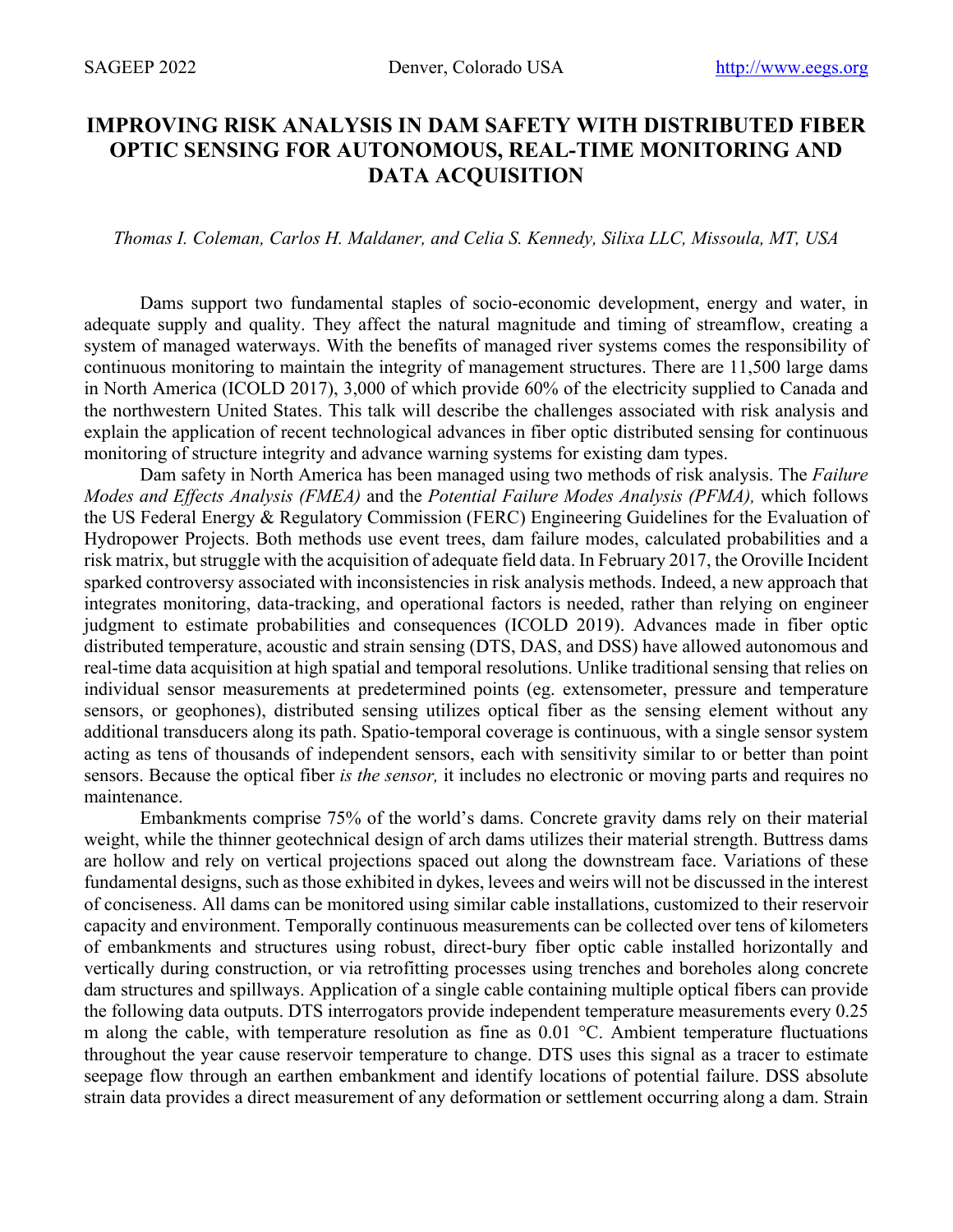# IMPROVING RISK ANALYSIS IN DAM SAFETY WITH DISTRIBUTED FIBER OPTIC SENSING FOR AUTONOMOUS, REAL-TIME MONITORING AND DATA ACQUISITION

*Thomas I. Coleman, Carlos H. Maldaner, and Celia S. Kennedy, Silixa LLC, Missoula, MT, USA*

Dams support two fundamental staples of socio-economic development, energy and water, in adequate supply and quality. They affect the natural magnitude and timing of streamflow, creating a system of managed waterways. With the benefits of managed river systems comes the responsibility of continuous monitoring to maintain the integrity of management structures. There are 11,500 large dams in North America (ICOLD 2017), 3,000 of which provide 60% of the electricity supplied to Canada and the northwestern United States. This talk will describe the challenges associated with risk analysis and explain the application of recent technological advances in fiber optic distributed sensing for continuous monitoring of structure integrity and advance warning systems for existing dam types.

Dam safety in North America has been managed using two methods of risk analysis. The *Failure Modes and Effects Analysis (FMEA)* and the *Potential Failure Modes Analysis (PFMA),* which follows the US Federal Energy & Regulatory Commission (FERC) Engineering Guidelines for the Evaluation of Hydropower Projects. Both methods use event trees, dam failure modes, calculated probabilities and a risk matrix, but struggle with the acquisition of adequate field data. In February 2017, the Oroville Incident sparked controversy associated with inconsistencies in risk analysis methods. Indeed, a new approach that integrates monitoring, data-tracking, and operational factors is needed, rather than relying on engineer judgment to estimate probabilities and consequences (ICOLD 2019). Advances made in fiber optic distributed temperature, acoustic and strain sensing (DTS, DAS, and DSS) have allowed autonomous and real-time data acquisition at high spatial and temporal resolutions. Unlike traditional sensing that relies on individual sensor measurements at predetermined points (eg. extensometer, pressure and temperature sensors, or geophones), distributed sensing utilizes optical fiber as the sensing element without any additional transducers along its path. Spatio-temporal coverage is continuous, with a single sensor system acting as tens of thousands of independent sensors, each with sensitivity similar to or better than point sensors. Because the optical fiber *is the sensor,* it includes no electronic or moving parts and requires no maintenance.

Embankments comprise 75% of the world's dams. Concrete gravity dams rely on their material weight, while the thinner geotechnical design of arch dams utilizes their material strength. Buttress dams are hollow and rely on vertical projections spaced out along the downstream face. Variations of these fundamental designs, such as those exhibited in dykes, levees and weirs will not be discussed in the interest of conciseness. All dams can be monitored using similar cable installations, customized to their reservoir capacity and environment. Temporally continuous measurements can be collected over tens of kilometers of embankments and structures using robust, direct-bury fiber optic cable installed horizontally and vertically during construction, or via retrofitting processes using trenches and boreholes along concrete dam structures and spillways. Application of a single cable containing multiple optical fibers can provide the following data outputs. DTS interrogators provide independent temperature measurements every 0.25 m along the cable, with temperature resolution as fine as 0.01 °C. Ambient temperature fluctuations throughout the year cause reservoir temperature to change. DTS uses this signal as a tracer to estimate seepage flow through an earthen embankment and identify locations of potential failure. DSS absolute strain data provides a direct measurement of any deformation or settlement occurring along a dam. Strain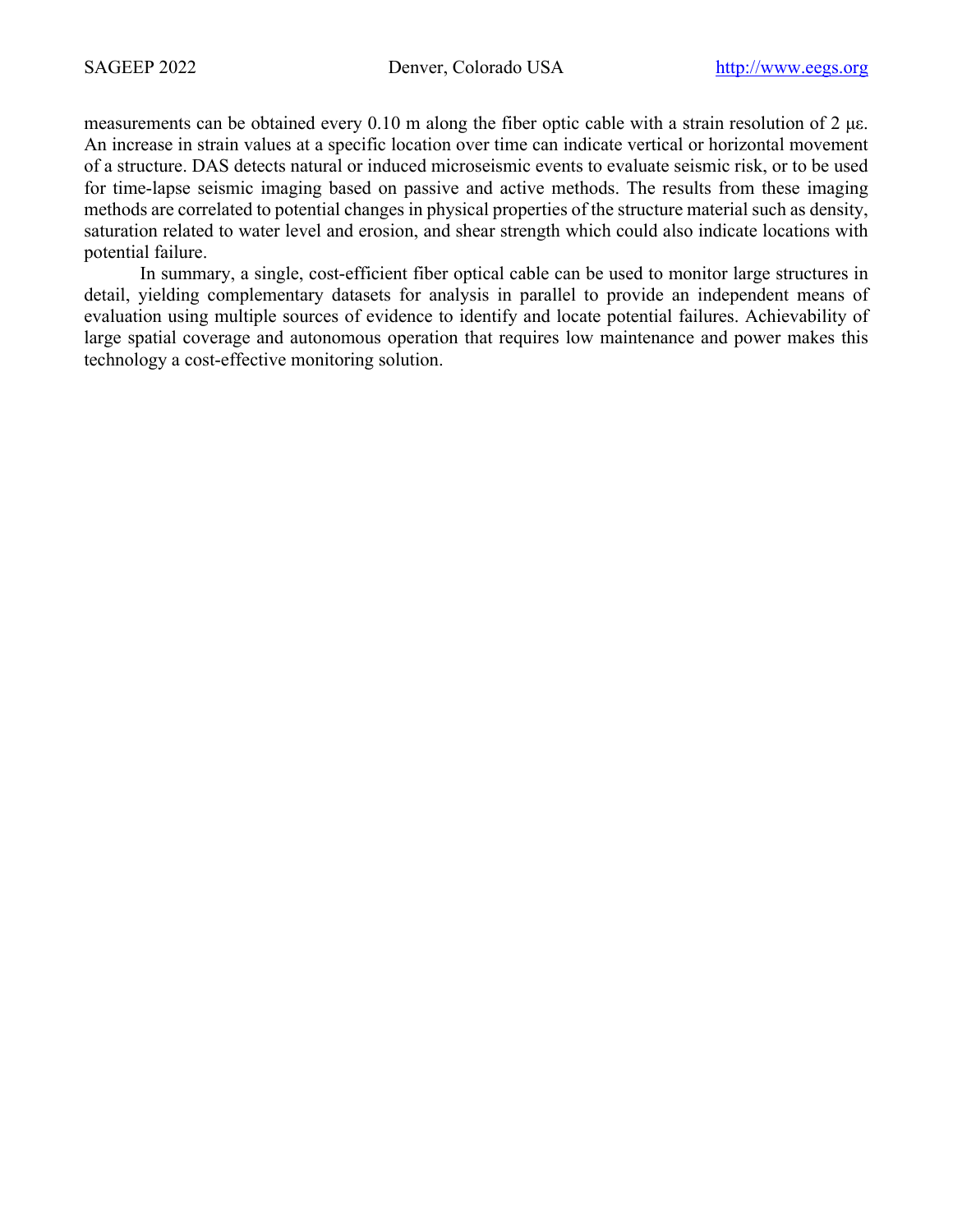measurements can be obtained every 0.10 m along the fiber optic cable with a strain resolution of 2 $\mu\varepsilon$. An increase in strain values at a specific location over time can indicate vertical or horizontal movement of a structure. DAS detects natural or induced microseismic events to evaluate seismic risk, or to be used for time-lapse seismic imaging based on passive and active methods. The results from these imaging methods are correlated to potential changes in physical properties of the structure material such as density, saturation related to water level and erosion, and shear strength which could also indicate locations with potential failure.

In summary, a single, cost-efficient fiber optical cable can be used to monitor large structures in detail, yielding complementary datasets for analysis in parallel to provide an independent means of evaluation using multiple sources of evidence to identify and locate potential failures. Achievability of large spatial coverage and autonomous operation that requires low maintenance and power makes this technology a cost-effective monitoring solution.